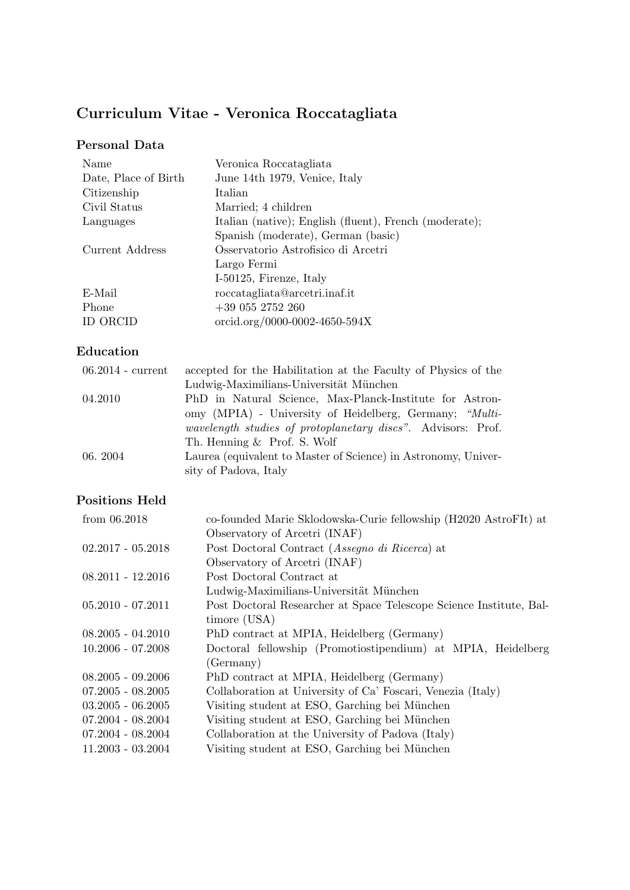# Curriculum Vitae - Veronica Roccatagliata

## Personal Data

| | |
|---|---|
| Name | Veronica Roccatagliata |
| Date, Place of Birth | June 14th 1979, Venice, Italy |
| Citizenship | Italian |
| Civil Status | Married; 4 children |
| Languages | Italian (native); English (fluent), French (moderate); Spanish (moderate), German (basic) |
| Current Address | Osservatorio Astrofisico di Arcetri<br>Largo Fermi<br>I-50125, Firenze, Italy |
| E-Mail | roccatagliata@arcetri.inaf.it |
| Phone | +39 055 2752 260 |
| ID ORCID | orcid.org/0000-0002-4650-594X |

## Education

| | |
|---|---|
| 06.2014 - current | accepted for the Habilitation at the Faculty of Physics of the Ludwig-Maximilians-Universität München |
| 04.2010 | PhD in Natural Science, Max-Planck-Institute for Astronomy (MPIA) - University of Heidelberg, Germany; *"Multi-wavelength studies of protoplanetary discs"*. Advisors: Prof. Th. Henning & Prof. S. Wolf |
| 06. 2004 | Laurea (equivalent to Master of Science) in Astronomy, University of Padova, Italy |

## Positions Held

| | |
|---|---|
| from 06.2018 | co-founded Marie Sklodowska-Curie fellowship (H2020 AstroFIt) at Observatory of Arcetri (INAF) |
| 02.2017 - 05.2018 | Post Doctoral Contract (*Assegno di Ricerca*) at Observatory of Arcetri (INAF) |
| 08.2011 - 12.2016 | Post Doctoral Contract at Ludwig-Maximilians-Universität München |
| 05.2010 - 07.2011 | Post Doctoral Researcher at Space Telescope Science Institute, Baltimore (USA) |
| 08.2005 - 04.2010 | PhD contract at MPIA, Heidelberg (Germany) |
| 10.2006 - 07.2008 | Doctoral fellowship (Promotiostipendium) at MPIA, Heidelberg (Germany) |
| 08.2005 - 09.2006 | PhD contract at MPIA, Heidelberg (Germany) |
| 07.2005 - 08.2005 | Collaboration at University of Ca' Foscari, Venezia (Italy) |
| 03.2005 - 06.2005 | Visiting student at ESO, Garching bei München |
| 07.2004 - 08.2004 | Visiting student at ESO, Garching bei München |
| 07.2004 - 08.2004 | Collaboration at the University of Padova (Italy) |
| 11.2003 - 03.2004 | Visiting student at ESO, Garching bei München |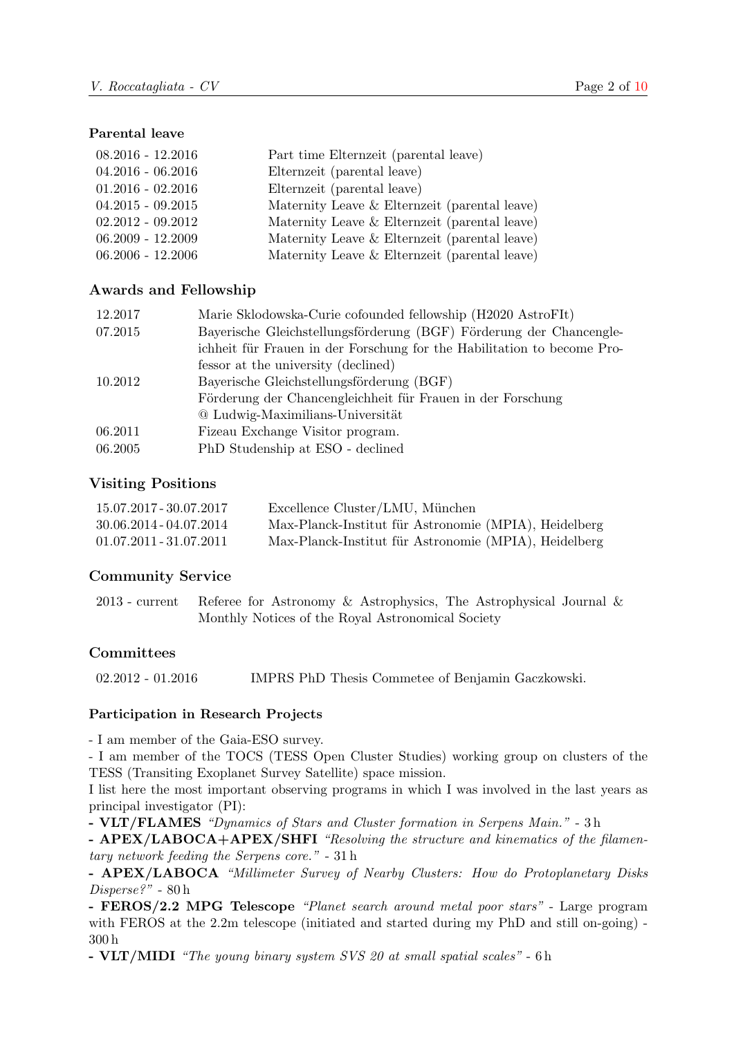## Parental leave

| | |
|---|---|
| 08.2016 - 12.2016 | Part time Elternzeit (parental leave) |
| 04.2016 - 06.2016 | Elternzeit (parental leave) |
| 01.2016 - 02.2016 | Elternzeit (parental leave) |
| 04.2015 - 09.2015 | Maternity Leave & Elternzeit (parental leave) |
| 02.2012 - 09.2012 | Maternity Leave & Elternzeit (parental leave) |
| 06.2009 - 12.2009 | Maternity Leave & Elternzeit (parental leave) |
| 06.2006 - 12.2006 | Maternity Leave & Elternzeit (parental leave) |

## Awards and Fellowship

| | |
|---|---|
| 12.2017 | Marie Sklodowska-Curie cofounded fellowship (H2020 AstroFIt) |
| 07.2015 | Bayerische Gleichstellungsförderung (BGF) Förderung der Chancengleichheit für Frauen in der Forschung for the Habilitation to become Professor at the university (declined) |
| 10.2012 | Bayerische Gleichstellungsförderung (BGF) Förderung der Chancengleichheit für Frauen in der Forschung @ Ludwig-Maximilians-Universität |
| 06.2011 | Fizeau Exchange Visitor program. |
| 06.2005 | PhD Studenship at ESO - declined |

## Visiting Positions

| | |
|---|---|
| 15.07.2017 - 30.07.2017 | Excellence Cluster/LMU, München |
| 30.06.2014 - 04.07.2014 | Max-Planck-Institut für Astronomie (MPIA), Heidelberg |
| 01.07.2011 - 31.07.2011 | Max-Planck-Institut für Astronomie (MPIA), Heidelberg |

## Community Service

| | |
|---|---|
| 2013 - current | Referee for Astronomy & Astrophysics, The Astrophysical Journal & Monthly Notices of the Royal Astronomical Society |

## Committees

| | |
|---|---|
| 02.2012 - 01.2016 | IMPRS PhD Thesis Commetee of Benjamin Gaczkowski. |

## Participation in Research Projects

- I am member of the Gaia-ESO survey.
- I am member of the TOCS (TESS Open Cluster Studies) working group on clusters of the TESS (Transiting Exoplanet Survey Satellite) space mission.

I list here the most important observing programs in which I was involved in the last years as principal investigator (PI):

**- VLT/FLAMES** *"Dynamics of Stars and Cluster formation in Serpens Main."* - 3 h

**- APEX/LABOCA+APEX/SHFI** *"Resolving the structure and kinematics of the filamentary network feeding the Serpens core."* - 31 h

**- APEX/LABOCA** *"Millimeter Survey of Nearby Clusters: How do Protoplanetary Disks Disperse?"* - 80 h

**- FEROS/2.2 MPG Telescope** *"Planet search around metal poor stars"* - Large program with FEROS at the 2.2m telescope (initiated and started during my PhD and still on-going) - 300 h

**- VLT/MIDI** *"The young binary system SVS 20 at small spatial scales"* - 6 h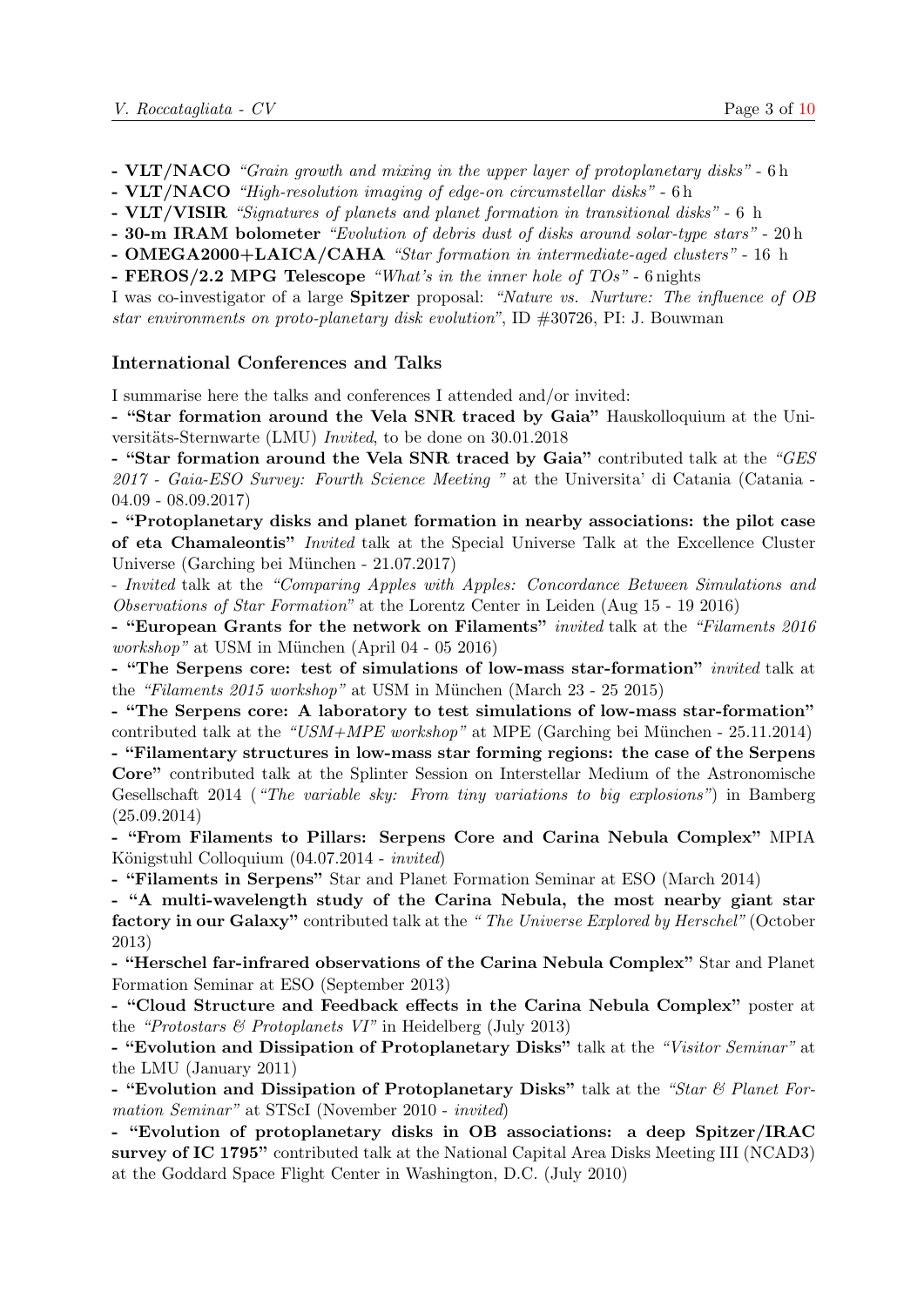- **VLT/NACO** *"Grain growth and mixing in the upper layer of protoplanetary disks"* - 6 h
- **VLT/NACO** *"High-resolution imaging of edge-on circumstellar disks"* - 6 h
- **VLT/VISIR** *"Signatures of planets and planet formation in transitional disks"* - 6 h
- **30-m IRAM bolometer** *"Evolution of debris dust of disks around solar-type stars"* - 20 h
- **OMEGA2000+LAICA/CAHA** *"Star formation in intermediate-aged clusters"* - 16 h
- **FEROS/2.2 MPG Telescope** *"What's in the inner hole of TOs"* - 6 nights

I was co-investigator of a large **Spitzer** proposal: *"Nature vs. Nurture: The influence of OB star environments on proto-planetary disk evolution"*, ID #30726, PI: J. Bouwman

## International Conferences and Talks

I summarise here the talks and conferences I attended and/or invited:

- **"Star formation around the Vela SNR traced by Gaia"** Hauskolloquium at the Universitäts-Sternwarte (LMU) *Invited*, to be done on 30.01.2018
- **"Star formation around the Vela SNR traced by Gaia"** contributed talk at the *"GES 2017 - Gaia-ESO Survey: Fourth Science Meeting "* at the Universita' di Catania (Catania - 04.09 - 08.09.2017)
- **"Protoplanetary disks and planet formation in nearby associations: the pilot case of eta Chamaleontis"** *Invited* talk at the Special Universe Talk at the Excellence Cluster Universe (Garching bei München - 21.07.2017)
- *Invited* talk at the *"Comparing Apples with Apples: Concordance Between Simulations and Observations of Star Formation"* at the Lorentz Center in Leiden (Aug 15 - 19 2016)
- **"European Grants for the network on Filaments"** *invited* talk at the *"Filaments 2016 workshop"* at USM in München (April 04 - 05 2016)
- **"The Serpens core: test of simulations of low-mass star-formation"** *invited* talk at the *"Filaments 2015 workshop"* at USM in München (March 23 - 25 2015)
- **"The Serpens core: A laboratory to test simulations of low-mass star-formation"** contributed talk at the *"USM+MPE workshop"* at MPE (Garching bei München - 25.11.2014)
- **"Filamentary structures in low-mass star forming regions: the case of the Serpens Core"** contributed talk at the Splinter Session on Interstellar Medium of the Astronomische Gesellschaft 2014 (*"The variable sky: From tiny variations to big explosions"*) in Bamberg (25.09.2014)
- **"From Filaments to Pillars: Serpens Core and Carina Nebula Complex"** MPIA Königstuhl Colloquium (04.07.2014 - *invited*)
- **"Filaments in Serpens"** Star and Planet Formation Seminar at ESO (March 2014)
- **"A multi-wavelength study of the Carina Nebula, the most nearby giant star factory in our Galaxy"** contributed talk at the *" The Universe Explored by Herschel"* (October 2013)
- **"Herschel far-infrared observations of the Carina Nebula Complex"** Star and Planet Formation Seminar at ESO (September 2013)
- **"Cloud Structure and Feedback effects in the Carina Nebula Complex"** poster at the *"Protostars & Protoplanets VI"* in Heidelberg (July 2013)
- **"Evolution and Dissipation of Protoplanetary Disks"** talk at the *"Visitor Seminar"* at the LMU (January 2011)
- **"Evolution and Dissipation of Protoplanetary Disks"** talk at the *"Star & Planet Formation Seminar"* at STScI (November 2010 - *invited*)
- **"Evolution of protoplanetary disks in OB associations: a deep Spitzer/IRAC survey of IC 1795"** contributed talk at the National Capital Area Disks Meeting III (NCAD3) at the Goddard Space Flight Center in Washington, D.C. (July 2010)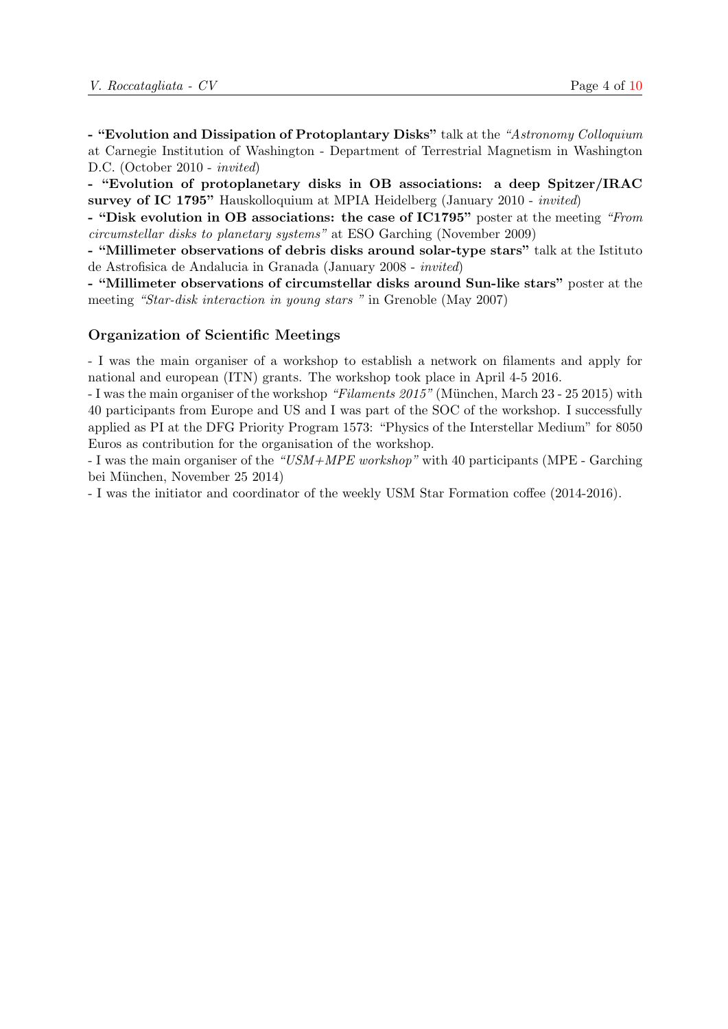- **"Evolution and Dissipation of Protoplantary Disks"** talk at the *"Astronomy Colloquium* at Carnegie Institution of Washington - Department of Terrestrial Magnetism in Washington D.C. (October 2010 - *invited*)

- **"Evolution of protoplanetary disks in OB associations: a deep Spitzer/IRAC survey of IC 1795"** Hauskolloquium at MPIA Heidelberg (January 2010 - *invited*)

- **"Disk evolution in OB associations: the case of IC1795"** poster at the meeting *"From circumstellar disks to planetary systems"* at ESO Garching (November 2009)

- **"Millimeter observations of debris disks around solar-type stars"** talk at the Istituto de Astrofisica de Andalucia in Granada (January 2008 - *invited*)

- **"Millimeter observations of circumstellar disks around Sun-like stars"** poster at the meeting *"Star-disk interaction in young stars "* in Grenoble (May 2007)

## Organization of Scientific Meetings

- I was the main organiser of a workshop to establish a network on filaments and apply for national and european (ITN) grants. The workshop took place in April 4-5 2016.

- I was the main organiser of the workshop *"Filaments 2015"* (München, March 23 - 25 2015) with 40 participants from Europe and US and I was part of the SOC of the workshop. I successfully applied as PI at the DFG Priority Program 1573: "Physics of the Interstellar Medium" for 8050 Euros as contribution for the organisation of the workshop.

- I was the main organiser of the *"USM+MPE workshop"* with 40 participants (MPE - Garching bei München, November 25 2014)

- I was the initiator and coordinator of the weekly USM Star Formation coffee (2014-2016).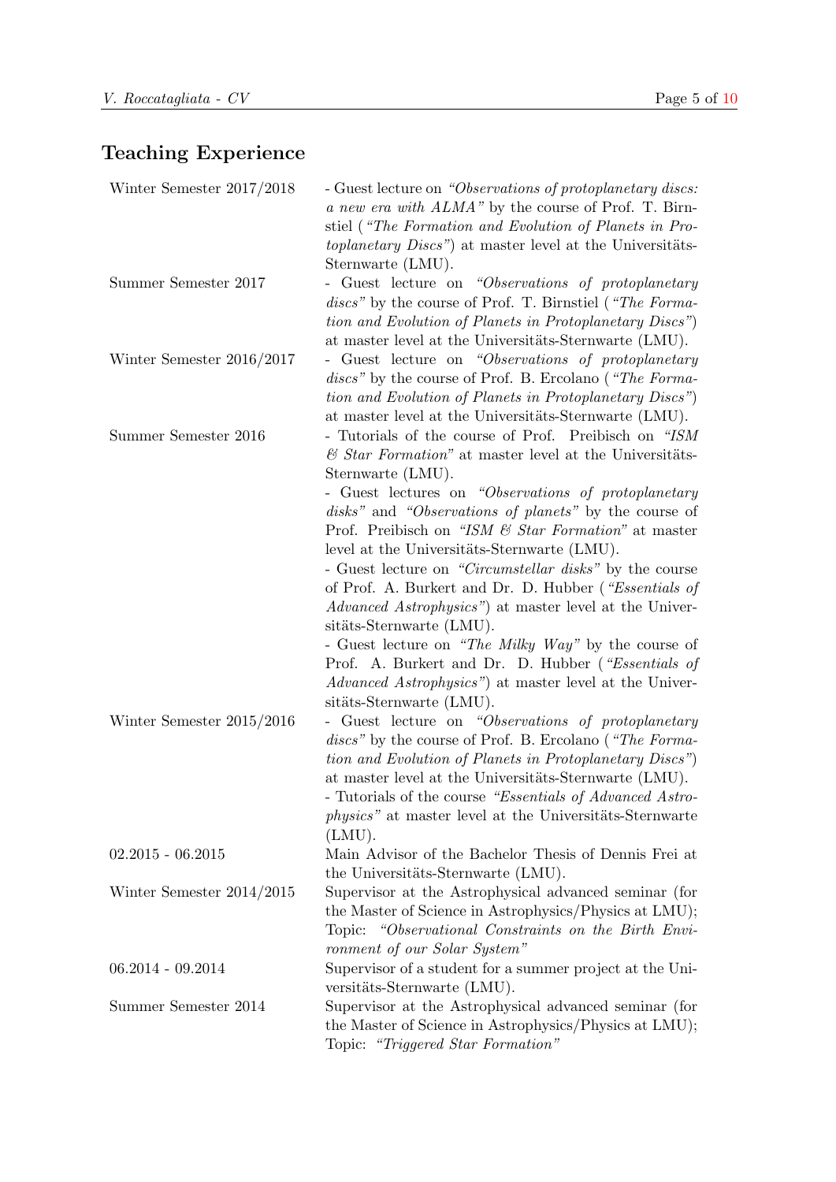## Teaching Experience

| | |
|---|---|
| Winter Semester 2017/2018 | - Guest lecture on *"Observations of protoplanetary discs: a new era with ALMA"* by the course of Prof. T. Birnstiel (*"The Formation and Evolution of Planets in Protoplanetary Discs"*) at master level at the Universitäts-Sternwarte (LMU). |
| Summer Semester 2017 | - Guest lecture on *"Observations of protoplanetary discs"* by the course of Prof. T. Birnstiel (*"The Formation and Evolution of Planets in Protoplanetary Discs"*) at master level at the Universitäts-Sternwarte (LMU). |
| Winter Semester 2016/2017 | - Guest lecture on *"Observations of protoplanetary discs"* by the course of Prof. B. Ercolano (*"The Formation and Evolution of Planets in Protoplanetary Discs"*) at master level at the Universitäts-Sternwarte (LMU). |
| Summer Semester 2016 | - Tutorials of the course of Prof. Preibisch on *"ISM & Star Formation"* at master level at the Universitäts-Sternwarte (LMU).<br>- Guest lectures on *"Observations of protoplanetary disks"* and *"Observations of planets"* by the course of Prof. Preibisch on *"ISM & Star Formation"* at master level at the Universitäts-Sternwarte (LMU).<br>- Guest lecture on *"Circumstellar disks"* by the course of Prof. A. Burkert and Dr. D. Hubber (*"Essentials of Advanced Astrophysics"*) at master level at the Universitäts-Sternwarte (LMU).<br>- Guest lecture on *"The Milky Way"* by the course of Prof. A. Burkert and Dr. D. Hubber (*"Essentials of Advanced Astrophysics"*) at master level at the Universitäts-Sternwarte (LMU). |
| Winter Semester 2015/2016 | - Guest lecture on *"Observations of protoplanetary discs"* by the course of Prof. B. Ercolano (*"The Formation and Evolution of Planets in Protoplanetary Discs"*) at master level at the Universitäts-Sternwarte (LMU).<br>- Tutorials of the course *"Essentials of Advanced Astrophysics"* at master level at the Universitäts-Sternwarte (LMU). |
| 02.2015 - 06.2015 | Main Advisor of the Bachelor Thesis of Dennis Frei at the Universitäts-Sternwarte (LMU). |
| Winter Semester 2014/2015 | Supervisor at the Astrophysical advanced seminar (for the Master of Science in Astrophysics/Physics at LMU); Topic: *"Observational Constraints on the Birth Environment of our Solar System"* |
| 06.2014 - 09.2014 | Supervisor of a student for a summer project at the Universitäts-Sternwarte (LMU). |
| Summer Semester 2014 | Supervisor at the Astrophysical advanced seminar (for the Master of Science in Astrophysics/Physics at LMU); Topic: *"Triggered Star Formation"* |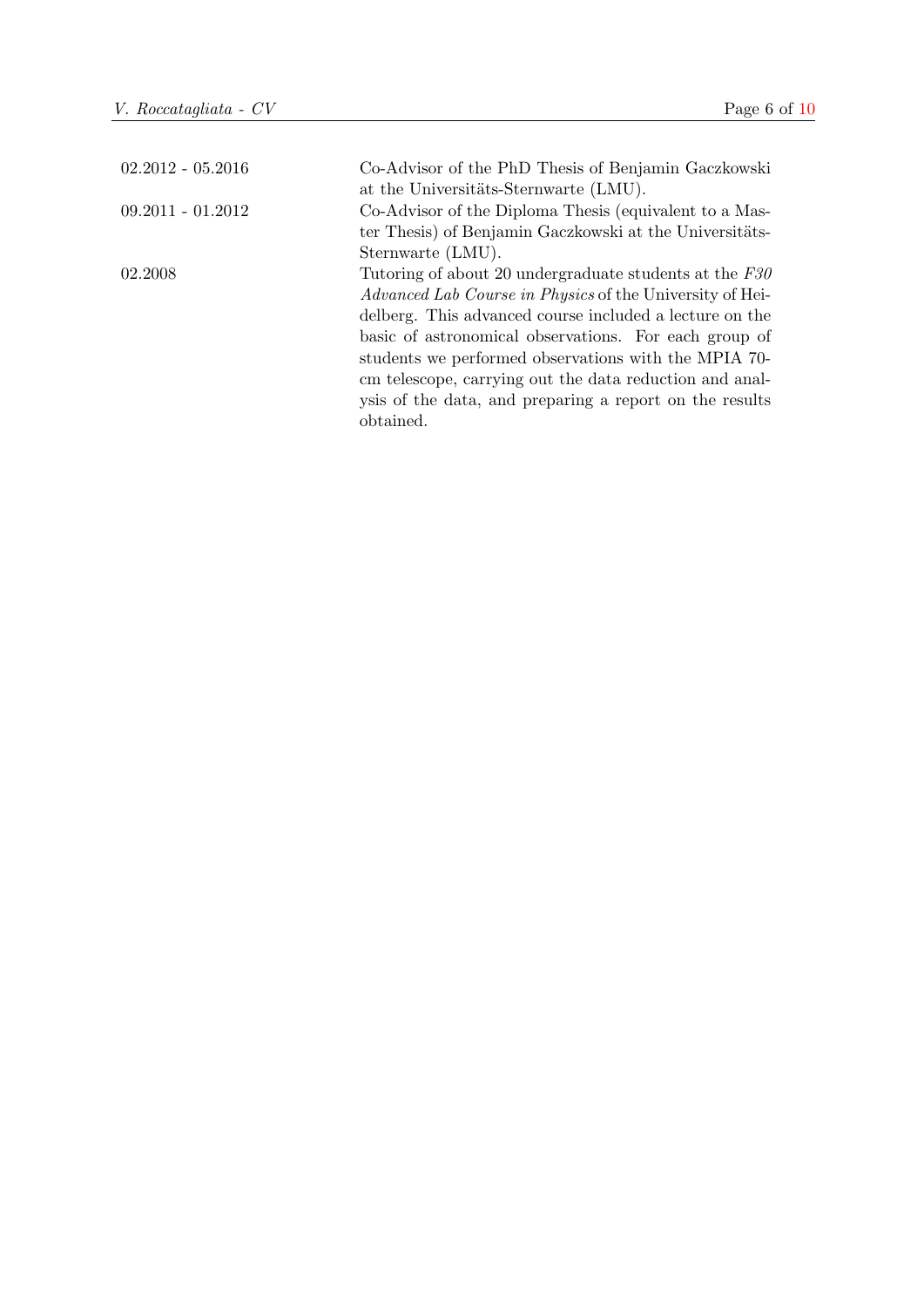| | |
|---|---|
| 02.2012 - 05.2016 | Co-Advisor of the PhD Thesis of Benjamin Gaczkowski at the Universitäts-Sternwarte (LMU). |
| 09.2011 - 01.2012 | Co-Advisor of the Diploma Thesis (equivalent to a Master Thesis) of Benjamin Gaczkowski at the Universitäts-Sternwarte (LMU). |
| 02.2008 | Tutoring of about 20 undergraduate students at the *F30 Advanced Lab Course in Physics* of the University of Heidelberg. This advanced course included a lecture on the basic of astronomical observations. For each group of students we performed observations with the MPIA 70-cm telescope, carrying out the data reduction and analysis of the data, and preparing a report on the results obtained. |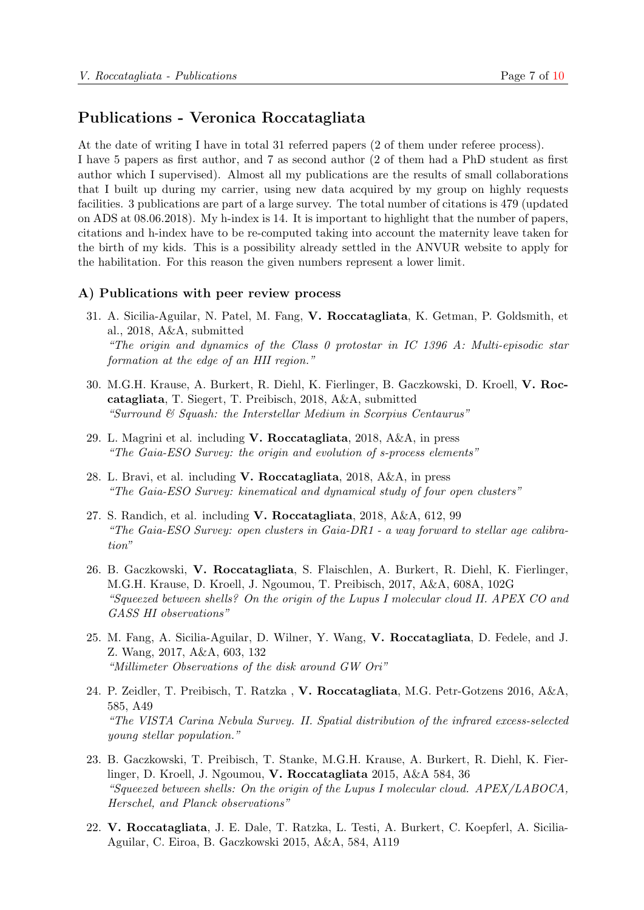## Publications - Veronica Roccatagliata

At the date of writing I have in total 31 referred papers (2 of them under referee process). I have 5 papers as first author, and 7 as second author (2 of them had a PhD student as first author which I supervised). Almost all my publications are the results of small collaborations that I built up during my carrier, using new data acquired by my group on highly requests facilities. 3 publications are part of a large survey. The total number of citations is 479 (updated on ADS at 08.06.2018). My h-index is 14. It is important to highlight that the number of papers, citations and h-index have to be re-computed taking into account the maternity leave taken for the birth of my kids. This is a possibility already settled in the ANVUR website to apply for the habilitation. For this reason the given numbers represent a lower limit.

### A) Publications with peer review process

31. A. Sicilia-Aguilar, N. Patel, M. Fang, **V. Roccatagliata**, K. Getman, P. Goldsmith, et al., 2018, A&A, submitted
*"The origin and dynamics of the Class 0 protostar in IC 1396 A: Multi-episodic star formation at the edge of an HII region."*

30. M.G.H. Krause, A. Burkert, R. Diehl, K. Fierlinger, B. Gaczkowski, D. Kroell, **V. Roccatagliata**, T. Siegert, T. Preibisch, 2018, A&A, submitted
*"Surround & Squash: the Interstellar Medium in Scorpius Centaurus"*

29. L. Magrini et al. including **V. Roccatagliata**, 2018, A&A, in press
*"The Gaia-ESO Survey: the origin and evolution of s-process elements"*

28. L. Bravi, et al. including **V. Roccatagliata**, 2018, A&A, in press
*"The Gaia-ESO Survey: kinematical and dynamical study of four open clusters"*

27. S. Randich, et al. including **V. Roccatagliata**, 2018, A&A, 612, 99
*"The Gaia-ESO Survey: open clusters in Gaia-DR1 - a way forward to stellar age calibration"*

26. B. Gaczkowski, **V. Roccatagliata**, S. Flaischlen, A. Burkert, R. Diehl, K. Fierlinger, M.G.H. Krause, D. Kroell, J. Ngoumou, T. Preibisch, 2017, A&A, 608A, 102G
*"Squeezed between shells? On the origin of the Lupus I molecular cloud II. APEX CO and GASS HI observations"*

25. M. Fang, A. Sicilia-Aguilar, D. Wilner, Y. Wang, **V. Roccatagliata**, D. Fedele, and J. Z. Wang, 2017, A&A, 603, 132
*"Millimeter Observations of the disk around GW Ori"*

24. P. Zeidler, T. Preibisch, T. Ratzka , **V. Roccatagliata**, M.G. Petr-Gotzens 2016, A&A, 585, A49
*"The VISTA Carina Nebula Survey. II. Spatial distribution of the infrared excess-selected young stellar population."*

23. B. Gaczkowski, T. Preibisch, T. Stanke, M.G.H. Krause, A. Burkert, R. Diehl, K. Fierlinger, D. Kroell, J. Ngoumou, **V. Roccatagliata** 2015, A&A 584, 36
*"Squeezed between shells: On the origin of the Lupus I molecular cloud. APEX/LABOCA, Herschel, and Planck observations"*

22. **V. Roccatagliata**, J. E. Dale, T. Ratzka, L. Testi, A. Burkert, C. Koepferl, A. Sicilia-Aguilar, C. Eiroa, B. Gaczkowski 2015, A&A, 584, A119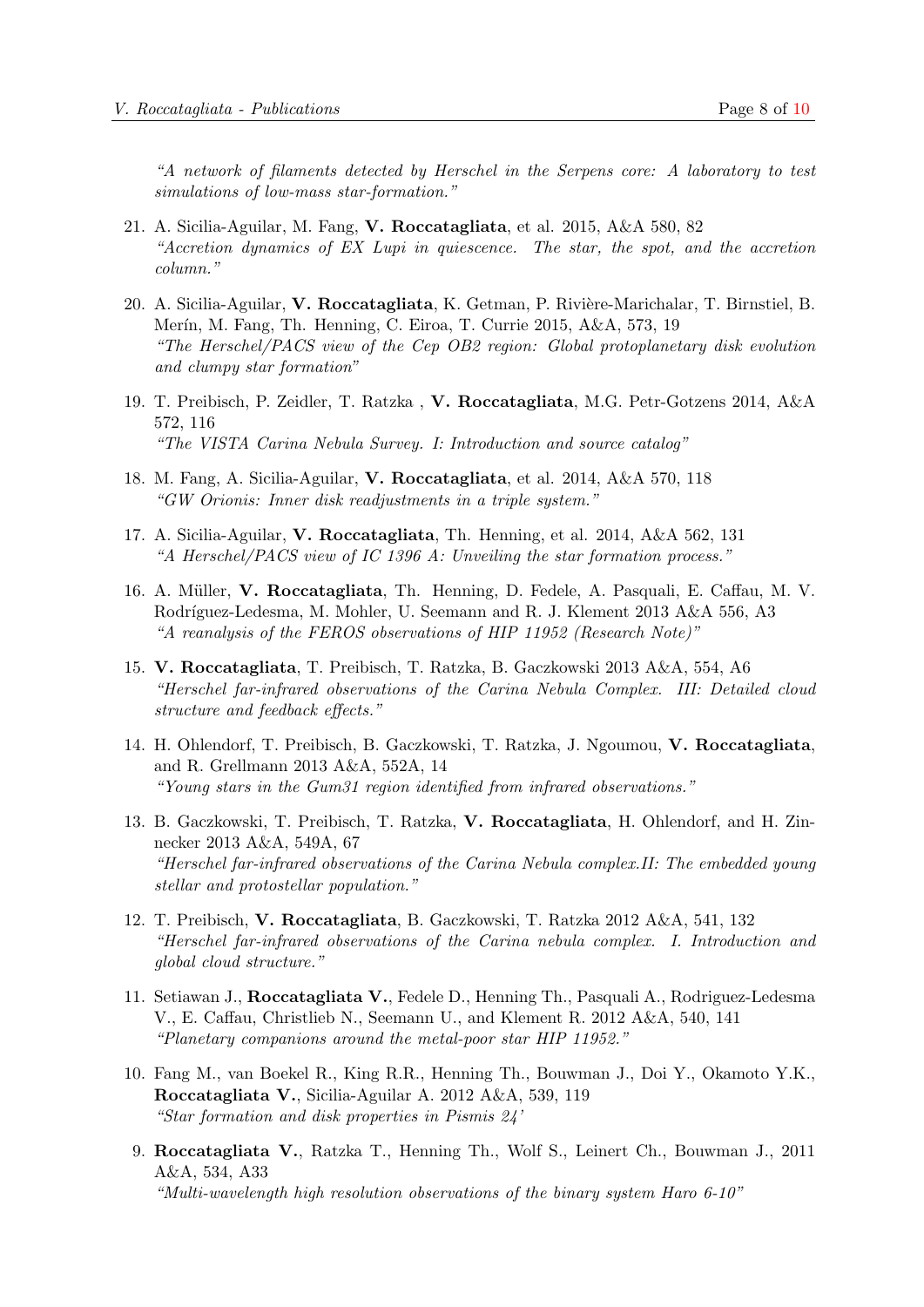*"A network of filaments detected by Herschel in the Serpens core: A laboratory to test simulations of low-mass star-formation."*

21. A. Sicilia-Aguilar, M. Fang, **V. Roccatagliata**, et al. 2015, A&A 580, 82
*"Accretion dynamics of EX Lupi in quiescence. The star, the spot, and the accretion column."*

20. A. Sicilia-Aguilar, **V. Roccatagliata**, K. Getman, P. Rivière-Marichalar, T. Birnstiel, B. Merín, M. Fang, Th. Henning, C. Eiroa, T. Currie 2015, A&A, 573, 19
*"The Herschel/PACS view of the Cep OB2 region: Global protoplanetary disk evolution and clumpy star formation"*

19. T. Preibisch, P. Zeidler, T. Ratzka , **V. Roccatagliata**, M.G. Petr-Gotzens 2014, A&A 572, 116
*"The VISTA Carina Nebula Survey. I: Introduction and source catalog"*

18. M. Fang, A. Sicilia-Aguilar, **V. Roccatagliata**, et al. 2014, A&A 570, 118
*"GW Orionis: Inner disk readjustments in a triple system."*

17. A. Sicilia-Aguilar, **V. Roccatagliata**, Th. Henning, et al. 2014, A&A 562, 131
*"A Herschel/PACS view of IC 1396 A: Unveiling the star formation process."*

16. A. Müller, **V. Roccatagliata**, Th. Henning, D. Fedele, A. Pasquali, E. Caffau, M. V. Rodríguez-Ledesma, M. Mohler, U. Seemann and R. J. Klement 2013 A&A 556, A3
*"A reanalysis of the FEROS observations of HIP 11952 (Research Note)"*

15. **V. Roccatagliata**, T. Preibisch, T. Ratzka, B. Gaczkowski 2013 A&A, 554, A6
*"Herschel far-infrared observations of the Carina Nebula Complex. III: Detailed cloud structure and feedback effects."*

14. H. Ohlendorf, T. Preibisch, B. Gaczkowski, T. Ratzka, J. Ngoumou, **V. Roccatagliata**, and R. Grellmann 2013 A&A, 552A, 14
*"Young stars in the Gum31 region identified from infrared observations."*

13. B. Gaczkowski, T. Preibisch, T. Ratzka, **V. Roccatagliata**, H. Ohlendorf, and H. Zinnecker 2013 A&A, 549A, 67
*"Herschel far-infrared observations of the Carina Nebula complex.II: The embedded young stellar and protostellar population."*

12. T. Preibisch, **V. Roccatagliata**, B. Gaczkowski, T. Ratzka 2012 A&A, 541, 132
*"Herschel far-infrared observations of the Carina nebula complex. I. Introduction and global cloud structure."*

11. Setiawan J., **Roccatagliata V.**, Fedele D., Henning Th., Pasquali A., Rodriguez-Ledesma V., E. Caffau, Christlieb N., Seemann U., and Klement R. 2012 A&A, 540, 141
*"Planetary companions around the metal-poor star HIP 11952."*

10. Fang M., van Boekel R., King R.R., Henning Th., Bouwman J., Doi Y., Okamoto Y.K., **Roccatagliata V.**, Sicilia-Aguilar A. 2012 A&A, 539, 119
*"Star formation and disk properties in Pismis 24'*

9. **Roccatagliata V.**, Ratzka T., Henning Th., Wolf S., Leinert Ch., Bouwman J., 2011 A&A, 534, A33
*"Multi-wavelength high resolution observations of the binary system Haro 6-10"*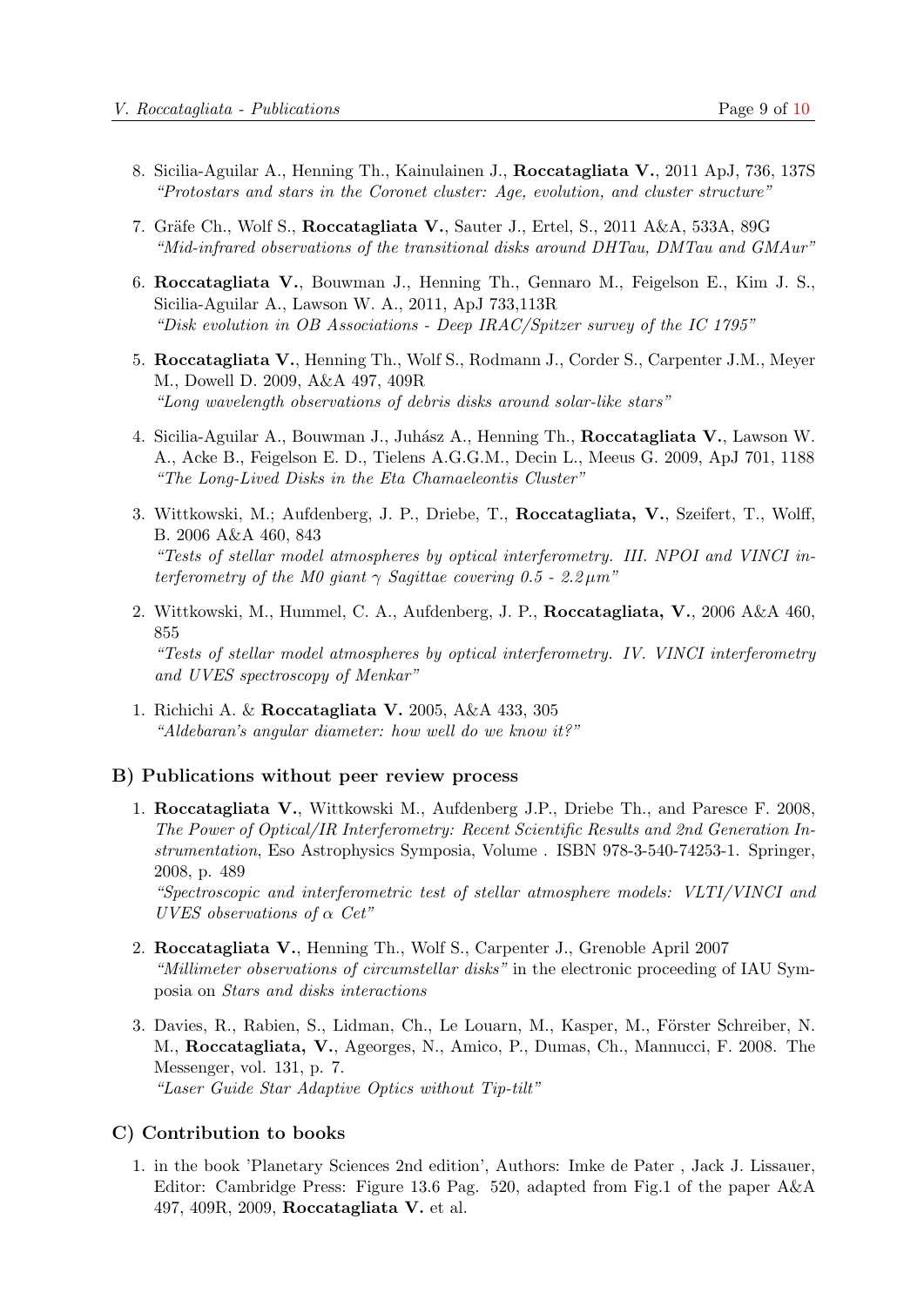8. Sicilia-Aguilar A., Henning Th., Kainulainen J., **Roccatagliata V.**, 2011 ApJ, 736, 137S
   *"Protostars and stars in the Coronet cluster: Age, evolution, and cluster structure"*

7. Gräfe Ch., Wolf S., **Roccatagliata V.**, Sauter J., Ertel, S., 2011 A&A, 533A, 89G
   *"Mid-infrared observations of the transitional disks around DHTau, DMTau and GMAur"*

6. **Roccatagliata V.**, Bouwman J., Henning Th., Gennaro M., Feigelson E., Kim J. S., Sicilia-Aguilar A., Lawson W. A., 2011, ApJ 733,113R
   *"Disk evolution in OB Associations - Deep IRAC/Spitzer survey of the IC 1795"*

5. **Roccatagliata V.**, Henning Th., Wolf S., Rodmann J., Corder S., Carpenter J.M., Meyer M., Dowell D. 2009, A&A 497, 409R
   *"Long wavelength observations of debris disks around solar-like stars"*

4. Sicilia-Aguilar A., Bouwman J., Juhász A., Henning Th., **Roccatagliata V.**, Lawson W. A., Acke B., Feigelson E. D., Tielens A.G.G.M., Decin L., Meeus G. 2009, ApJ 701, 1188
   *"The Long-Lived Disks in the Eta Chamaeleontis Cluster"*

3. Wittkowski, M.; Aufdenberg, J. P., Driebe, T., **Roccatagliata, V.**, Szeifert, T., Wolff, B. 2006 A&A 460, 843
   *"Tests of stellar model atmospheres by optical interferometry. III. NPOI and VINCI interferometry of the M0 giant $\gamma$ Sagittae covering 0.5 - 2.2$\mu$m"*

2. Wittkowski, M., Hummel, C. A., Aufdenberg, J. P., **Roccatagliata, V.**, 2006 A&A 460, 855
   *"Tests of stellar model atmospheres by optical interferometry. IV. VINCI interferometry and UVES spectroscopy of Menkar"*

1. Richichi A. & **Roccatagliata V.** 2005, A&A 433, 305
   *"Aldebaran's angular diameter: how well do we know it?"*

### B) Publications without peer review process

1. **Roccatagliata V.**, Wittkowski M., Aufdenberg J.P., Driebe Th., and Paresce F. 2008, *The Power of Optical/IR Interferometry: Recent Scientific Results and 2nd Generation Instrumentation*, Eso Astrophysics Symposia, Volume . ISBN 978-3-540-74253-1. Springer, 2008, p. 489
   *"Spectroscopic and interferometric test of stellar atmosphere models: VLTI/VINCI and UVES observations of $\alpha$ Cet"*

2. **Roccatagliata V.**, Henning Th., Wolf S., Carpenter J., Grenoble April 2007
   *"Millimeter observations of circumstellar disks"* in the electronic proceeding of IAU Symposia on *Stars and disks interactions*

3. Davies, R., Rabien, S., Lidman, Ch., Le Louarn, M., Kasper, M., Förster Schreiber, N. M., **Roccatagliata, V.**, Ageorges, N., Amico, P., Dumas, Ch., Mannucci, F. 2008. The Messenger, vol. 131, p. 7.
   *"Laser Guide Star Adaptive Optics without Tip-tilt"*

### C) Contribution to books

1. in the book 'Planetary Sciences 2nd edition', Authors: Imke de Pater , Jack J. Lissauer, Editor: Cambridge Press: Figure 13.6 Pag. 520, adapted from Fig.1 of the paper A&A 497, 409R, 2009, **Roccatagliata V.** et al.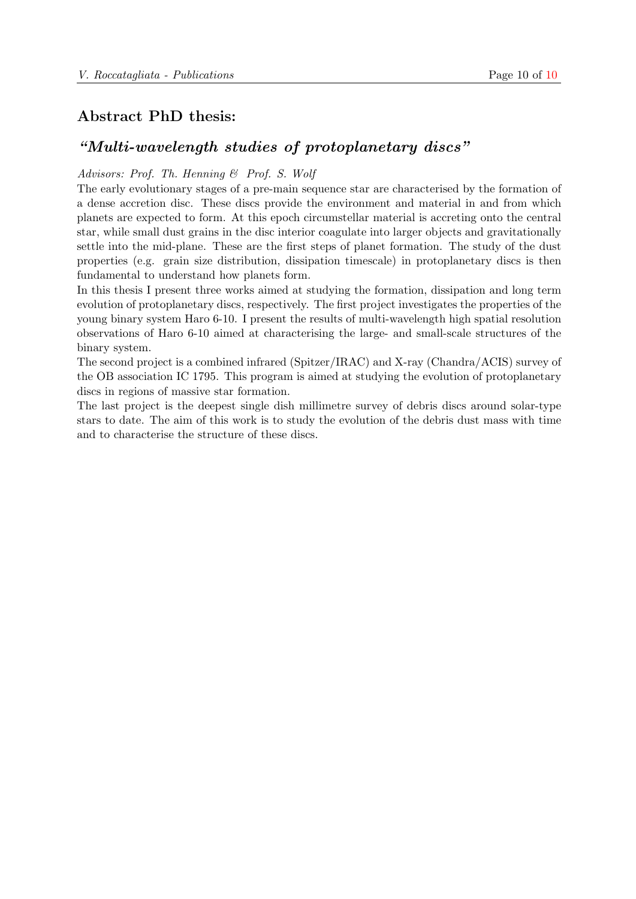## Abstract PhD thesis:

### *"Multi-wavelength studies of protoplanetary discs"*

*Advisors: Prof. Th. Henning & Prof. S. Wolf*

The early evolutionary stages of a pre-main sequence star are characterised by the formation of a dense accretion disc. These discs provide the environment and material in and from which planets are expected to form. At this epoch circumstellar material is accreting onto the central star, while small dust grains in the disc interior coagulate into larger objects and gravitationally settle into the mid-plane. These are the first steps of planet formation. The study of the dust properties (e.g. grain size distribution, dissipation timescale) in protoplanetary discs is then fundamental to understand how planets form.

In this thesis I present three works aimed at studying the formation, dissipation and long term evolution of protoplanetary discs, respectively. The first project investigates the properties of the young binary system Haro 6-10. I present the results of multi-wavelength high spatial resolution observations of Haro 6-10 aimed at characterising the large- and small-scale structures of the binary system.

The second project is a combined infrared (Spitzer/IRAC) and X-ray (Chandra/ACIS) survey of the OB association IC 1795. This program is aimed at studying the evolution of protoplanetary discs in regions of massive star formation.

The last project is the deepest single dish millimetre survey of debris discs around solar-type stars to date. The aim of this work is to study the evolution of the debris dust mass with time and to characterise the structure of these discs.